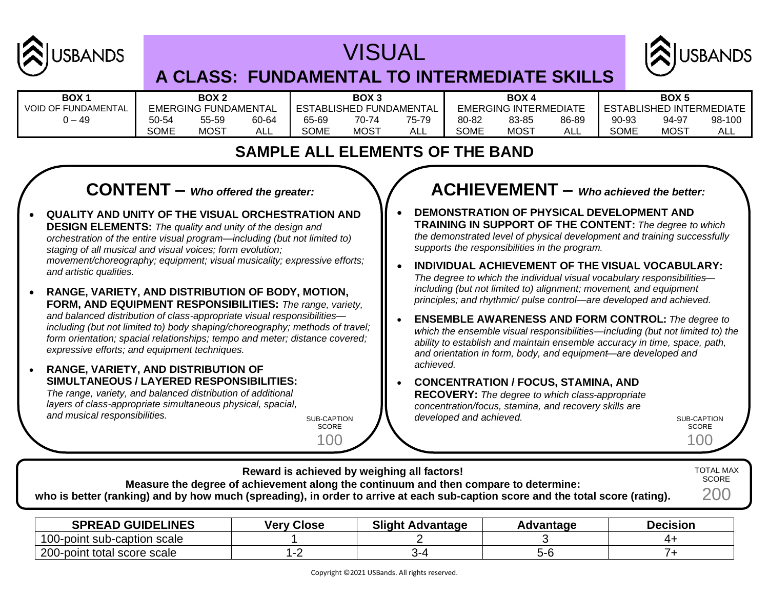# VISUAL

## A CLASS: FUNDAMENTAL TO INTERMEDIATE SKILLS

| BOX 1 | BOX 2 | | | BOX 3 | | | BOX 4 | | | BOX 5 | | |
|---|---|---|---|---|---|---|---|---|---|---|---|---|
| VOID OF FUNDAMENTAL | EMERGING FUNDAMENTAL | | | ESTABLISHED FUNDAMENTAL | | | EMERGING INTERMEDIATE | | | ESTABLISHED INTERMEDIATE | | |
| 0 – 49 | 50-54 | 55-59 | 60-64 | 65-69 | 70-74 | 75-79 | 80-82 | 83-85 | 86-89 | 90-93 | 94-97 | 98-100 |
| | SOME | MOST | ALL | SOME | MOST | ALL | SOME | MOST | ALL | SOME | MOST | ALL |

## SAMPLE ALL ELEMENTS OF THE BAND

## CONTENT – *Who offered the greater:*

- **QUALITY AND UNITY OF THE VISUAL ORCHESTRATION AND DESIGN ELEMENTS:** *The quality and unity of the design and orchestration of the entire visual program—including (but not limited to) staging of all musical and visual voices; form evolution; movement/choreography; equipment; visual musicality; expressive efforts; and artistic qualities.*
- **RANGE, VARIETY, AND DISTRIBUTION OF BODY, MOTION, FORM, AND EQUIPMENT RESPONSIBILITIES:** *The range, variety, and balanced distribution of class-appropriate visual responsibilities—including (but not limited to) body shaping/choreography; methods of travel; form orientation; spacial relationships; tempo and meter; distance covered; expressive efforts; and equipment techniques.*
- **RANGE, VARIETY, AND DISTRIBUTION OF SIMULTANEOUS / LAYERED RESPONSIBILITIES:** *The range, variety, and balanced distribution of additional layers of class-appropriate simultaneous physical, spacial, and musical responsibilities.*

SUB-CAPTION SCORE 100

## ACHIEVEMENT – *Who achieved the better:*

- **DEMONSTRATION OF PHYSICAL DEVELOPMENT AND TRAINING IN SUPPORT OF THE CONTENT:** *The degree to which the demonstrated level of physical development and training successfully supports the responsibilities in the program.*
- **INDIVIDUAL ACHIEVEMENT OF THE VISUAL VOCABULARY:** *The degree to which the individual visual vocabulary responsibilities—including (but not limited to) alignment; movement, and equipment principles; and rhythmic/ pulse control—are developed and achieved.*
- **ENSEMBLE AWARENESS AND FORM CONTROL:** *The degree to which the ensemble visual responsibilities—including (but not limited to) the ability to establish and maintain ensemble accuracy in time, space, path, and orientation in form, body, and equipment—are developed and achieved.*
- **CONCENTRATION / FOCUS, STAMINA, AND RECOVERY:** *The degree to which class-appropriate concentration/focus, stamina, and recovery skills are developed and achieved.*

SUB-CAPTION SCORE 100

**Reward is achieved by weighing all factors!**
**Measure the degree of achievement along the continuum and then compare to determine:**
**who is better (ranking) and by how much (spreading), in order to arrive at each sub-caption score and the total score (rating).**

TOTAL MAX SCORE 200

| SPREAD GUIDELINES | Very Close | Slight Advantage | Advantage | Decision |
|---|---|---|---|---|
| 100-point sub-caption scale | 1 | 2 | 3 | 4+ |
| 200-point total score scale | 1-2 | 3-4 | 5-6 | 7+ |

Copyright ©2021 USBands. All rights reserved.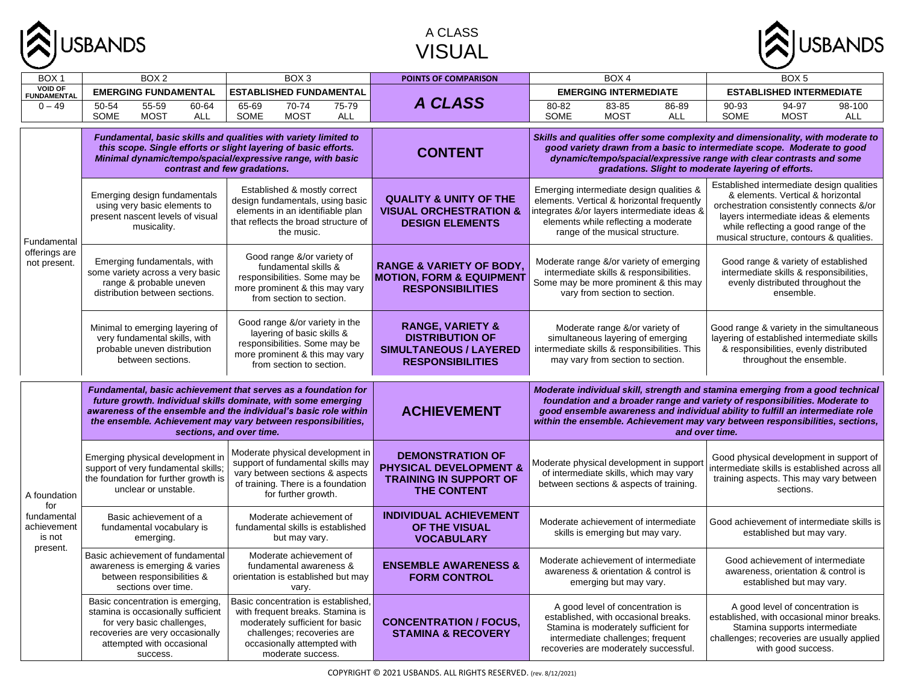# A CLASS
# VISUAL

| BOX 1 | BOX 2 | | | BOX 3 | | | POINTS OF COMPARISON | BOX 4 | | | BOX 5 | | |
|---|---|---|---|---|---|---|---|---|---|---|---|---|---|
| **VOID OF FUNDAMENTAL** | **EMERGING FUNDAMENTAL** | | | **ESTABLISHED FUNDAMENTAL** | | | ***A CLASS*** | **EMERGING INTERMEDIATE** | | | **ESTABLISHED INTERMEDIATE** | | |
| 0 – 49 | 50-54 SOME | 55-59 MOST | 60-64 ALL | 65-69 SOME | 70-74 MOST | 75-79 ALL | | 80-82 SOME | 83-85 MOST | 86-89 ALL | 90-93 SOME | 94-97 MOST | 98-100 ALL |

| BOX 1 | BOX 2 | BOX 3 | POINTS OF COMPARISON | BOX 4 | BOX 5 |
|---|---|---|---|---|---|
| Fundamental offerings are not present. | ***Fundamental, basic skills and qualities with variety limited to this scope. Single efforts or slight layering of basic efforts. Minimal dynamic/tempo/spacial/expressive range, with basic contrast and few gradations.*** | | **CONTENT** | ***Skills and qualities offer some complexity and dimensionality, with moderate to good variety drawn from a basic to intermediate scope. Moderate to good dynamic/tempo/spacial/expressive range with clear contrasts and some gradations. Slight to moderate layering of efforts.*** | |
| | Emerging design fundamentals using very basic elements to present nascent levels of visual musicality. | Established & mostly correct design fundamentals, using basic elements in an identifiable plan that reflects the broad structure of the music. | **QUALITY & UNITY OF THE VISUAL ORCHESTRATION & DESIGN ELEMENTS** | Emerging intermediate design qualities & elements. Vertical & horizontal frequently integrates &/or layers intermediate ideas & elements while reflecting a moderate range of the musical structure. | Established intermediate design qualities & elements. Vertical & horizontal orchestration consistently connects &/or layers intermediate ideas & elements while reflecting a good range of the musical structure, contours & qualities. |
| | Emerging fundamentals, with some variety across a very basic range & probable uneven distribution between sections. | Good range &/or variety of fundamental skills & responsibilities. Some may be more prominent & this may vary from section to section. | **RANGE & VARIETY OF BODY, MOTION, FORM & EQUIPMENT RESPONSIBILITIES** | Moderate range &/or variety of emerging intermediate skills & responsibilities. Some may be more prominent & this may vary from section to section. | Good range & variety of established intermediate skills & responsibilities, evenly distributed throughout the ensemble. |
| | Minimal to emerging layering of very fundamental skills, with probable uneven distribution between sections. | Good range &/or variety in the layering of basic skills & responsibilities. Some may be more prominent & this may vary from section to section. | **RANGE, VARIETY & DISTRIBUTION OF SIMULTANEOUS / LAYERED RESPONSIBILITIES** | Moderate range &/or variety of simultaneous layering of emerging intermediate skills & responsibilities. This may vary from section to section. | Good range & variety in the simultaneous layering of established intermediate skills & responsibilities, evenly distributed throughout the ensemble. |
| A foundation for fundamental achievement is not present. | ***Fundamental, basic achievement that serves as a foundation for future growth. Individual skills dominate, with some emerging awareness of the ensemble and the individual's basic role within the ensemble. Achievement may vary between responsibilities, sections, and over time.*** | | **ACHIEVEMENT** | ***Moderate individual skill, strength and stamina emerging from a good technical foundation and a broader range and variety of responsibilities. Moderate to good ensemble awareness and individual ability to fulfill an intermediate role within the ensemble. Achievement may vary between responsibilities, sections, and over time.*** | |
| | Emerging physical development in support of very fundamental skills; the foundation for further growth is unclear or unstable. | Moderate physical development in support of fundamental skills may vary between sections & aspects of training. There is a foundation for further growth. | **DEMONSTRATION OF PHYSICAL DEVELOPMENT & TRAINING IN SUPPORT OF THE CONTENT** | Moderate physical development in support of intermediate skills, which may vary between sections & aspects of training. | Good physical development in support of intermediate skills is established across all training aspects. This may vary between sections. |
| | Basic achievement of a fundamental vocabulary is emerging. | Moderate achievement of fundamental skills is established but may vary. | **INDIVIDUAL ACHIEVEMENT OF THE VISUAL VOCABULARY** | Moderate achievement of intermediate skills is emerging but may vary. | Good achievement of intermediate skills is established but may vary. |
| | Basic achievement of fundamental awareness is emerging & varies between responsibilities & sections over time. | Moderate achievement of fundamental awareness & orientation is established but may vary. | **ENSEMBLE AWARENESS & FORM CONTROL** | Moderate achievement of intermediate awareness & orientation & control is emerging but may vary. | Good achievement of intermediate awareness, orientation & control is established but may vary. |
| | Basic concentration is emerging, stamina is occasionally sufficient for very basic challenges, recoveries are very occasionally attempted with occasional success. | Basic concentration is established, with frequent breaks. Stamina is moderately sufficient for basic challenges; recoveries are occasionally attempted with moderate success. | **CONCENTRATION / FOCUS, STAMINA & RECOVERY** | A good level of concentration is established, with occasional breaks. Stamina is moderately sufficient for intermediate challenges; frequent recoveries are moderately successful. | A good level of concentration is established, with occasional minor breaks. Stamina supports intermediate challenges; recoveries are usually applied with good success. |

COPYRIGHT © 2021 USBANDS. ALL RIGHTS RESERVED. (rev. 8/12/2021)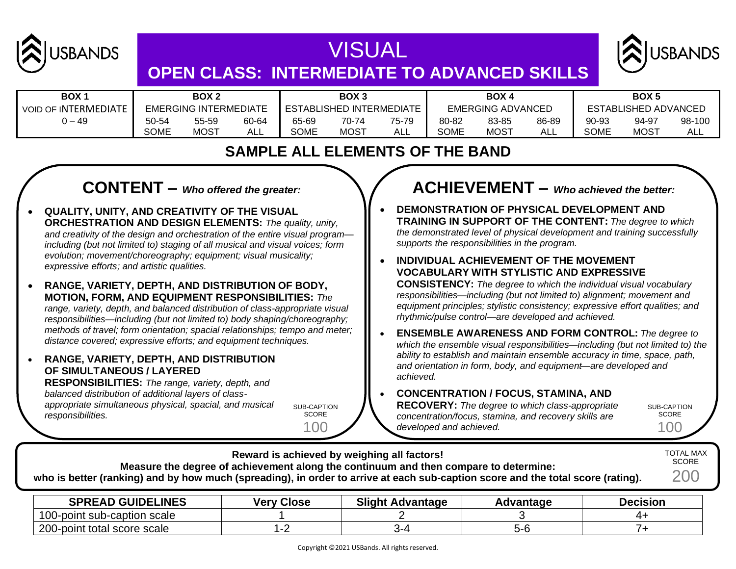# VISUAL

## OPEN CLASS: INTERMEDIATE TO ADVANCED SKILLS

| BOX 1 | BOX 2 | | | BOX 3 | | | BOX 4 | | | BOX 5 | | |
|---|---|---|---|---|---|---|---|---|---|---|---|---|
| VOID OF INTERMEDIATE | EMERGING INTERMEDIATE | | | ESTABLISHED INTERMEDIATE | | | EMERGING ADVANCED | | | ESTABLISHED ADVANCED | | |
| 0 – 49 | 50-54 | 55-59 | 60-64 | 65-69 | 70-74 | 75-79 | 80-82 | 83-85 | 86-89 | 90-93 | 94-97 | 98-100 |
| | SOME | MOST | ALL | SOME | MOST | ALL | SOME | MOST | ALL | SOME | MOST | ALL |

## SAMPLE ALL ELEMENTS OF THE BAND

### CONTENT – *Who offered the greater:*

- **QUALITY, UNITY, AND CREATIVITY OF THE VISUAL ORCHESTRATION AND DESIGN ELEMENTS:** *The quality, unity, and creativity of the design and orchestration of the entire visual program—including (but not limited to) staging of all musical and visual voices; form evolution; movement/choreography; equipment; visual musicality; expressive efforts; and artistic qualities.*
- **RANGE, VARIETY, DEPTH, AND DISTRIBUTION OF BODY, MOTION, FORM, AND EQUIPMENT RESPONSIBILITIES:** *The range, variety, depth, and balanced distribution of class-appropriate visual responsibilities—including (but not limited to) body shaping/choreography; methods of travel; form orientation; spacial relationships; tempo and meter; distance covered; expressive efforts; and equipment techniques.*
- **RANGE, VARIETY, DEPTH, AND DISTRIBUTION OF SIMULTANEOUS / LAYERED RESPONSIBILITIES:** *The range, variety, depth, and balanced distribution of additional layers of class-appropriate simultaneous physical, spacial, and musical responsibilities.*

SUB-CAPTION SCORE 100

### ACHIEVEMENT – *Who achieved the better:*

- **DEMONSTRATION OF PHYSICAL DEVELOPMENT AND TRAINING IN SUPPORT OF THE CONTENT:** *The degree to which the demonstrated level of physical development and training successfully supports the responsibilities in the program.*
- **INDIVIDUAL ACHIEVEMENT OF THE MOVEMENT VOCABULARY WITH STYLISTIC AND EXPRESSIVE CONSISTENCY:** *The degree to which the individual visual vocabulary responsibilities—including (but not limited to) alignment; movement and equipment principles; stylistic consistency; expressive effort qualities; and rhythmic/pulse control—are developed and achieved.*
- **ENSEMBLE AWARENESS AND FORM CONTROL:** *The degree to which the ensemble visual responsibilities—including (but not limited to) the ability to establish and maintain ensemble accuracy in time, space, path, and orientation in form, body, and equipment—are developed and achieved.*
- **CONCENTRATION / FOCUS, STAMINA, AND RECOVERY:** *The degree to which class-appropriate concentration/focus, stamina, and recovery skills are developed and achieved.*

SUB-CAPTION SCORE 100

**Reward is achieved by weighing all factors!**
**Measure the degree of achievement along the continuum and then compare to determine:**
**who is better (ranking) and by how much (spreading), in order to arrive at each sub-caption score and the total score (rating).**

TOTAL MAX SCORE 200

| SPREAD GUIDELINES | Very Close | Slight Advantage | Advantage | Decision |
|---|---|---|---|---|
| 100-point sub-caption scale | 1 | 2 | 3 | 4+ |
| 200-point total score scale | 1-2 | 3-4 | 5-6 | 7+ |

Copyright ©2021 USBands. All rights reserved.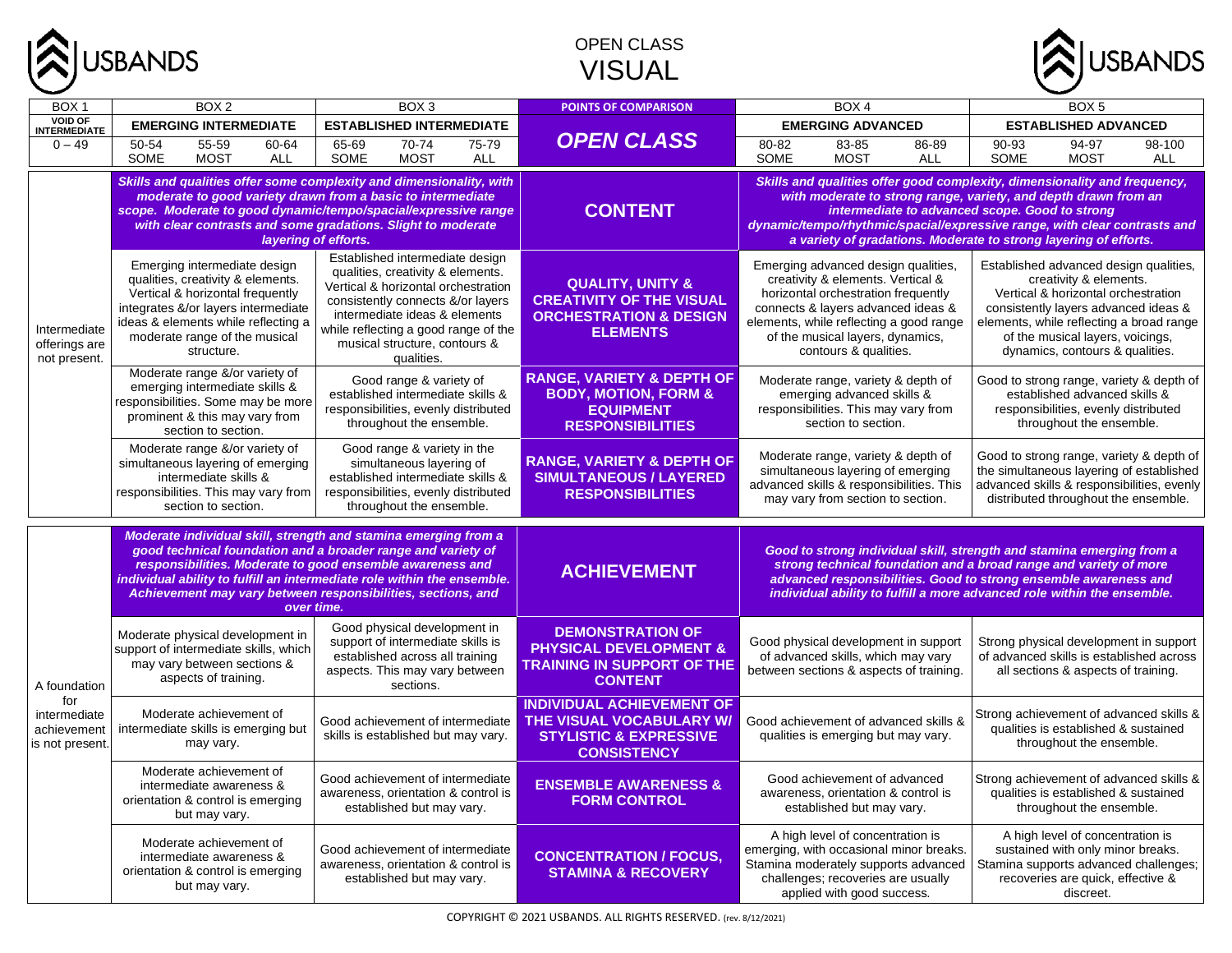# OPEN CLASS
# VISUAL

| BOX 1 | BOX 2 | | | BOX 3 | | | POINTS OF COMPARISON | BOX 4 | | | BOX 5 | | |
|---|---|---|---|---|---|---|---|---|---|---|---|---|---|
| VOID OF INTERMEDIATE | EMERGING INTERMEDIATE | | | ESTABLISHED INTERMEDIATE | | | **OPEN CLASS** | EMERGING ADVANCED | | | ESTABLISHED ADVANCED | | |
| 0 – 49 | 50-54 SOME | 55-59 MOST | 60-64 ALL | 65-69 SOME | 70-74 MOST | 75-79 ALL | | 80-82 SOME | 83-85 MOST | 86-89 ALL | 90-93 SOME | 94-97 MOST | 98-100 ALL |

| | Box 2 | Box 3 | Points of Comparison | Box 4 | Box 5 |
|---|---|---|---|---|---|
| Intermediate offerings are not present. | ***Skills and qualities offer some complexity and dimensionality, with moderate to good variety drawn from a basic to intermediate scope. Moderate to good dynamic/tempo/spacial/expressive range with clear contrasts and some gradations. Slight to moderate layering of efforts.*** | | **CONTENT** | ***Skills and qualities offer good complexity, dimensionality and frequency, with moderate to strong range, variety, and depth drawn from an intermediate to advanced scope. Good to strong dynamic/tempo/rhythmic/spacial/expressive range, with clear contrasts and a variety of gradations. Moderate to strong layering of efforts.*** | |
| | Emerging intermediate design qualities, creativity & elements. Vertical & horizontal frequently integrates &/or layers intermediate ideas & elements while reflecting a moderate range of the musical structure. | Established intermediate design qualities, creativity & elements. Vertical & horizontal orchestration consistently connects &/or layers intermediate ideas & elements while reflecting a good range of the musical structure, contours & qualities. | **QUALITY, UNITY & CREATIVITY OF THE VISUAL ORCHESTRATION & DESIGN ELEMENTS** | Emerging advanced design qualities, creativity & elements. Vertical & horizontal orchestration frequently connects & layers advanced ideas & elements, while reflecting a good range of the musical layers, dynamics, contours & qualities. | Established advanced design qualities, creativity & elements. Vertical & horizontal orchestration consistently layers advanced ideas & elements, while reflecting a broad range of the musical layers, voicings, dynamics, contours & qualities. |
| | Moderate range &/or variety of emerging intermediate skills & responsibilities. Some may be more prominent & this may vary from section to section. | Good range & variety of established intermediate skills & responsibilities, evenly distributed throughout the ensemble. | **RANGE, VARIETY & DEPTH OF BODY, MOTION, FORM & EQUIPMENT RESPONSIBILITIES** | Moderate range, variety & depth of emerging advanced skills & responsibilities. This may vary from section to section. | Good to strong range, variety & depth of established advanced skills & responsibilities, evenly distributed throughout the ensemble. |
| | Moderate range &/or variety of simultaneous layering of emerging intermediate skills & responsibilities. This may vary from section to section. | Good range & variety in the simultaneous layering of established intermediate skills & responsibilities, evenly distributed throughout the ensemble. | **RANGE, VARIETY & DEPTH OF SIMULTANEOUS / LAYERED RESPONSIBILITIES** | Moderate range, variety & depth of simultaneous layering of emerging advanced skills & responsibilities. This may vary from section to section. | Good to strong range, variety & depth of the simultaneous layering of established advanced skills & responsibilities, evenly distributed throughout the ensemble. |

| | Box 2 | Box 3 | Points of Comparison | Box 4 | Box 5 |
|---|---|---|---|---|---|
| A foundation for intermediate achievement is not present. | ***Moderate individual skill, strength and stamina emerging from a good technical foundation and a broader range and variety of responsibilities. Moderate to good ensemble awareness and individual ability to fulfill an intermediate role within the ensemble. Achievement may vary between responsibilities, sections, and over time.*** | | **ACHIEVEMENT** | ***Good to strong individual skill, strength and stamina emerging from a strong technical foundation and a broad range and variety of more advanced responsibilities. Good to strong ensemble awareness and individual ability to fulfill a more advanced role within the ensemble.*** | |
| | Moderate physical development in support of intermediate skills, which may vary between sections & aspects of training. | Good physical development in support of intermediate skills is established across all training aspects. This may vary between sections. | **DEMONSTRATION OF PHYSICAL DEVELOPMENT & TRAINING IN SUPPORT OF THE CONTENT** | Good physical development in support of advanced skills, which may vary between sections & aspects of training. | Strong physical development in support of advanced skills is established across all sections & aspects of training. |
| | Moderate achievement of intermediate skills is emerging but may vary. | Good achievement of intermediate skills is established but may vary. | **INDIVIDUAL ACHIEVEMENT OF THE VISUAL VOCABULARY W/ STYLISTIC & EXPRESSIVE CONSISTENCY** | Good achievement of advanced skills & qualities is emerging but may vary. | Strong achievement of advanced skills & qualities is established & sustained throughout the ensemble. |
| | Moderate achievement of intermediate awareness & orientation & control is emerging but may vary. | Good achievement of intermediate awareness, orientation & control is established but may vary. | **ENSEMBLE AWARENESS & FORM CONTROL** | Good achievement of advanced awareness, orientation & control is established but may vary. | Strong achievement of advanced skills & qualities is established & sustained throughout the ensemble. |
| | Moderate achievement of intermediate awareness & orientation & control is emerging but may vary. | Good achievement of intermediate awareness, orientation & control is established but may vary. | **CONCENTRATION / FOCUS, STAMINA & RECOVERY** | A high level of concentration is emerging, with occasional minor breaks. Stamina moderately supports advanced challenges; recoveries are usually applied with good success. | A high level of concentration is sustained with only minor breaks. Stamina supports advanced challenges; recoveries are quick, effective & discreet. |

COPYRIGHT © 2021 USBANDS. ALL RIGHTS RESERVED. (rev. 8/12/2021)